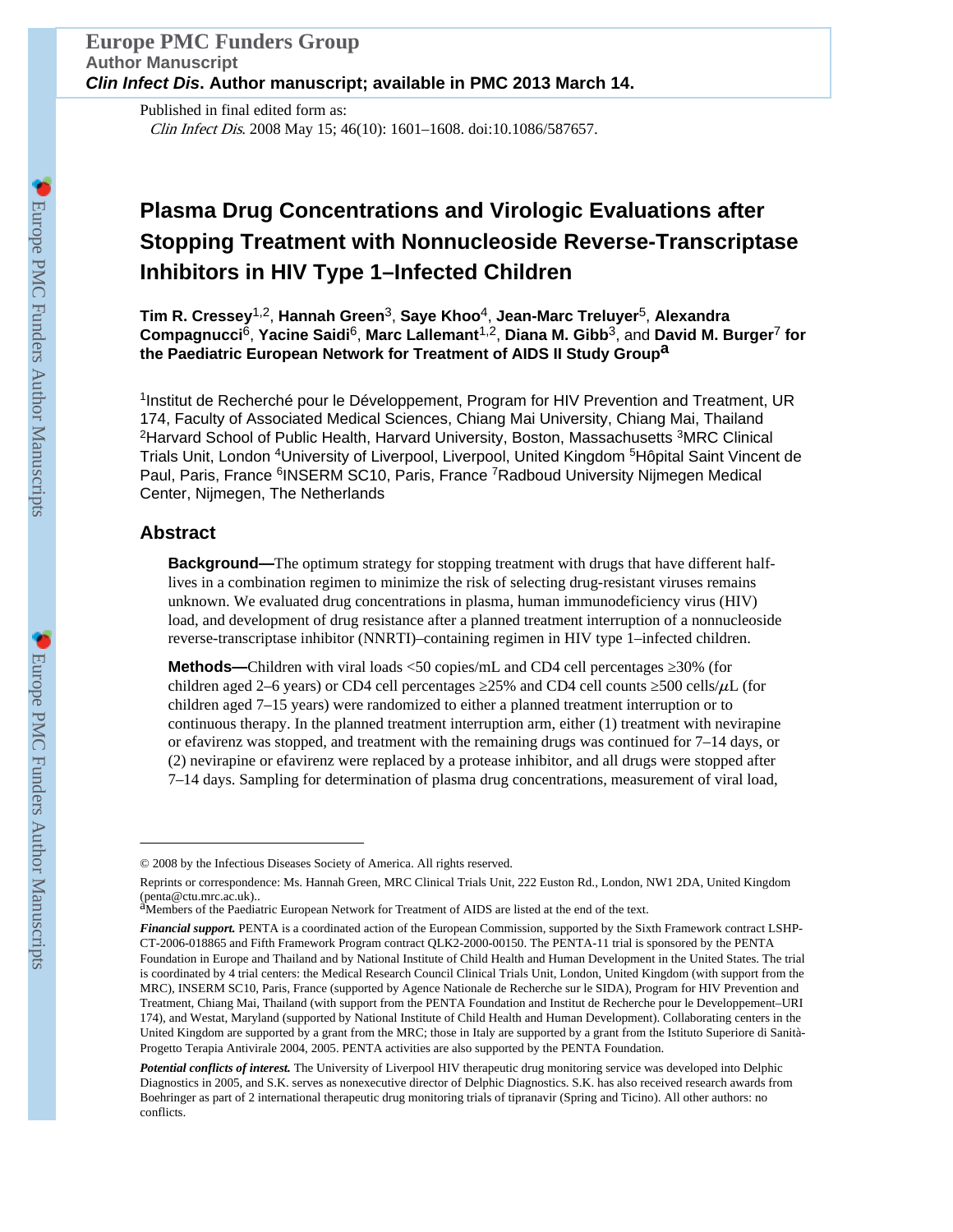Published in final edited form as:

*Clin Infect Dis*. 2008 May 15; 46(10): 1601–1608. doi:10.1086/587657.

# Plasma Drug Concentrations and Virologic Evaluations after Stopping Treatment with Nonnucleoside Reverse-Transcriptase Inhibitors in HIV Type 1–Infected Children

**Tim R. Cressey**[1,2], **Hannah Green**[3], **Saye Khoo**[4], **Jean-Marc Treluyer**[5], **Alexandra Compagnucci**[6], **Yacine Saidi**[6], **Marc Lallemant**[1,2], **Diana M. Gibb**[3], and **David M. Burger**[7] **for the Paediatric European Network for Treatment of AIDS II Study Group**[a]

[1]Institut de Recherché pour le Développement, Program for HIV Prevention and Treatment, UR 174, Faculty of Associated Medical Sciences, Chiang Mai University, Chiang Mai, Thailand [2]Harvard School of Public Health, Harvard University, Boston, Massachusetts [3]MRC Clinical Trials Unit, London [4]University of Liverpool, Liverpool, United Kingdom [5]Hôpital Saint Vincent de Paul, Paris, France [6]INSERM SC10, Paris, France [7]Radboud University Nijmegen Medical Center, Nijmegen, The Netherlands

## Abstract

**Background—**The optimum strategy for stopping treatment with drugs that have different half-lives in a combination regimen to minimize the risk of selecting drug-resistant viruses remains unknown. We evaluated drug concentrations in plasma, human immunodeficiency virus (HIV) load, and development of drug resistance after a planned treatment interruption of a nonnucleoside reverse-transcriptase inhibitor (NNRTI)–containing regimen in HIV type 1–infected children.

**Methods—**Children with viral loads <50 copies/mL and CD4 cell percentages ≥30% (for children aged 2–6 years) or CD4 cell percentages ≥25% and CD4 cell counts ≥500 cells/$\mu$L (for children aged 7–15 years) were randomized to either a planned treatment interruption or to continuous therapy. In the planned treatment interruption arm, either (1) treatment with nevirapine or efavirenz was stopped, and treatment with the remaining drugs was continued for 7–14 days, or (2) nevirapine or efavirenz were replaced by a protease inhibitor, and all drugs were stopped after 7–14 days. Sampling for determination of plasma drug concentrations, measurement of viral load,

---

© 2008 by the Infectious Diseases Society of America. All rights reserved.

Reprints or correspondence: Ms. Hannah Green, MRC Clinical Trials Unit, 222 Euston Rd., London, NW1 2DA, United Kingdom (penta@ctu.mrc.ac.uk)..

[a]Members of the Paediatric European Network for Treatment of AIDS are listed at the end of the text.

***Financial support.*** PENTA is a coordinated action of the European Commission, supported by the Sixth Framework contract LSHP-CT-2006-018865 and Fifth Framework Program contract QLK2-2000-00150. The PENTA-11 trial is sponsored by the PENTA Foundation in Europe and Thailand and by National Institute of Child Health and Human Development in the United States. The trial is coordinated by 4 trial centers: the Medical Research Council Clinical Trials Unit, London, United Kingdom (with support from the MRC), INSERM SC10, Paris, France (supported by Agence Nationale de Recherche sur le SIDA), Program for HIV Prevention and Treatment, Chiang Mai, Thailand (with support from the PENTA Foundation and Institut de Recherche pour le Developpement–URI 174), and Westat, Maryland (supported by National Institute of Child Health and Human Development). Collaborating centers in the United Kingdom are supported by a grant from the MRC; those in Italy are supported by a grant from the Istituto Superiore di Sanità-Progetto Terapia Antivirale 2004, 2005. PENTA activities are also supported by the PENTA Foundation.

***Potential conflicts of interest.*** The University of Liverpool HIV therapeutic drug monitoring service was developed into Delphic Diagnostics in 2005, and S.K. serves as nonexecutive director of Delphic Diagnostics. S.K. has also received research awards from Boehringer as part of 2 international therapeutic drug monitoring trials of tipranavir (Spring and Ticino). All other authors: no conflicts.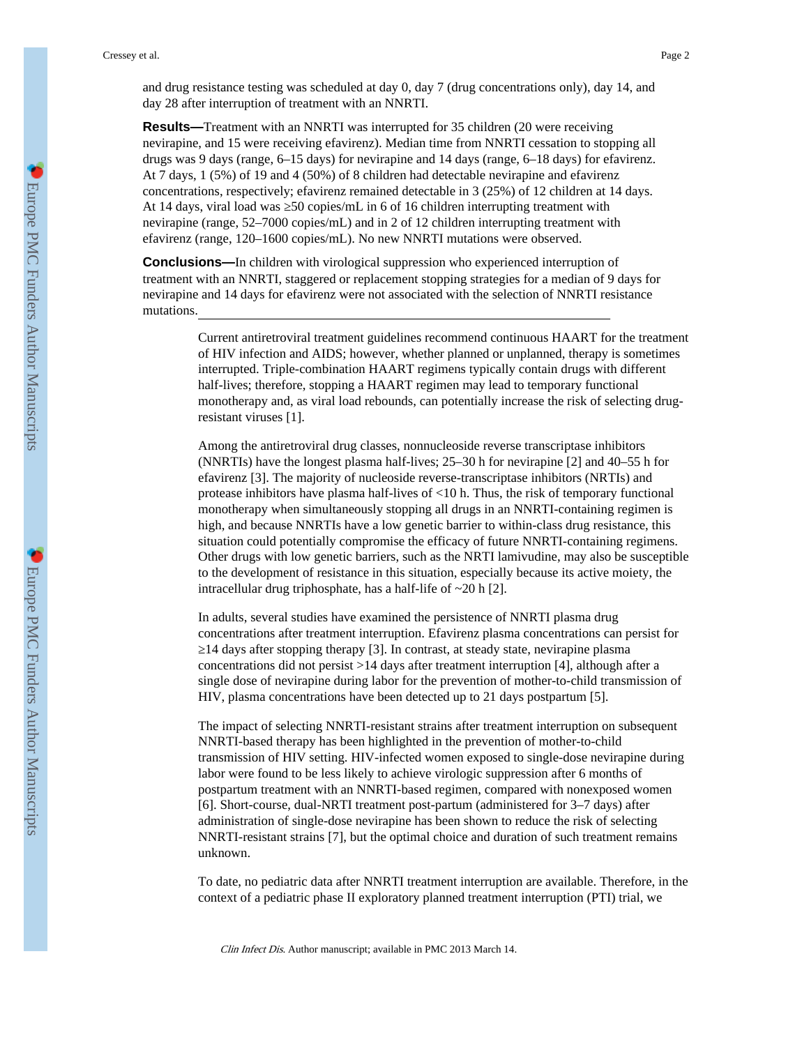and drug resistance testing was scheduled at day 0, day 7 (drug concentrations only), day 14, and day 28 after interruption of treatment with an NNRTI.

**Results—**Treatment with an NNRTI was interrupted for 35 children (20 were receiving nevirapine, and 15 were receiving efavirenz). Median time from NNRTI cessation to stopping all drugs was 9 days (range, 6–15 days) for nevirapine and 14 days (range, 6–18 days) for efavirenz. At 7 days, 1 (5%) of 19 and 4 (50%) of 8 children had detectable nevirapine and efavirenz concentrations, respectively; efavirenz remained detectable in 3 (25%) of 12 children at 14 days. At 14 days, viral load was ≥50 copies/mL in 6 of 16 children interrupting treatment with nevirapine (range, 52–7000 copies/mL) and in 2 of 12 children interrupting treatment with efavirenz (range, 120–1600 copies/mL). No new NNRTI mutations were observed.

**Conclusions—**In children with virological suppression who experienced interruption of treatment with an NNRTI, staggered or replacement stopping strategies for a median of 9 days for nevirapine and 14 days for efavirenz were not associated with the selection of NNRTI resistance mutations.

Current antiretroviral treatment guidelines recommend continuous HAART for the treatment of HIV infection and AIDS; however, whether planned or unplanned, therapy is sometimes interrupted. Triple-combination HAART regimens typically contain drugs with different half-lives; therefore, stopping a HAART regimen may lead to temporary functional monotherapy and, as viral load rebounds, can potentially increase the risk of selecting drug-resistant viruses [1].

Among the antiretroviral drug classes, nonnucleoside reverse transcriptase inhibitors (NNRTIs) have the longest plasma half-lives; 25–30 h for nevirapine [2] and 40–55 h for efavirenz [3]. The majority of nucleoside reverse-transcriptase inhibitors (NRTIs) and protease inhibitors have plasma half-lives of <10 h. Thus, the risk of temporary functional monotherapy when simultaneously stopping all drugs in an NNRTI-containing regimen is high, and because NNRTIs have a low genetic barrier to within-class drug resistance, this situation could potentially compromise the efficacy of future NNRTI-containing regimens. Other drugs with low genetic barriers, such as the NRTI lamivudine, may also be susceptible to the development of resistance in this situation, especially because its active moiety, the intracellular drug triphosphate, has a half-life of ~20 h [2].

In adults, several studies have examined the persistence of NNRTI plasma drug concentrations after treatment interruption. Efavirenz plasma concentrations can persist for ≥14 days after stopping therapy [3]. In contrast, at steady state, nevirapine plasma concentrations did not persist >14 days after treatment interruption [4], although after a single dose of nevirapine during labor for the prevention of mother-to-child transmission of HIV, plasma concentrations have been detected up to 21 days postpartum [5].

The impact of selecting NNRTI-resistant strains after treatment interruption on subsequent NNRTI-based therapy has been highlighted in the prevention of mother-to-child transmission of HIV setting. HIV-infected women exposed to single-dose nevirapine during labor were found to be less likely to achieve virologic suppression after 6 months of postpartum treatment with an NNRTI-based regimen, compared with nonexposed women [6]. Short-course, dual-NRTI treatment post-partum (administered for 3–7 days) after administration of single-dose nevirapine has been shown to reduce the risk of selecting NNRTI-resistant strains [7], but the optimal choice and duration of such treatment remains unknown.

To date, no pediatric data after NNRTI treatment interruption are available. Therefore, in the context of a pediatric phase II exploratory planned treatment interruption (PTI) trial, we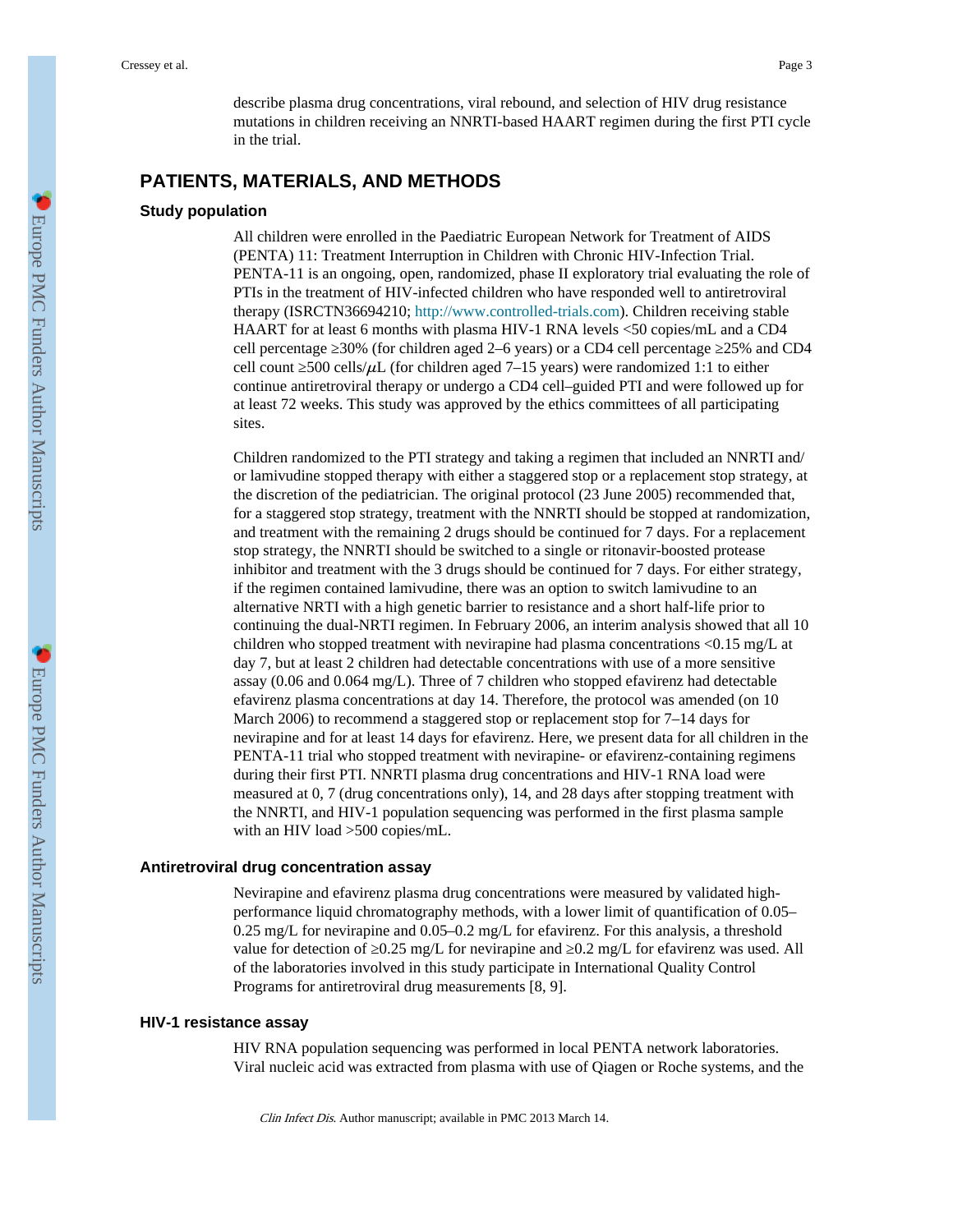describe plasma drug concentrations, viral rebound, and selection of HIV drug resistance mutations in children receiving an NNRTI-based HAART regimen during the first PTI cycle in the trial.

## PATIENTS, MATERIALS, AND METHODS

### Study population

All children were enrolled in the Paediatric European Network for Treatment of AIDS (PENTA) 11: Treatment Interruption in Children with Chronic HIV-Infection Trial. PENTA-11 is an ongoing, open, randomized, phase II exploratory trial evaluating the role of PTIs in the treatment of HIV-infected children who have responded well to antiretroviral therapy (ISRCTN36694210; http://www.controlled-trials.com). Children receiving stable HAART for at least 6 months with plasma HIV-1 RNA levels <50 copies/mL and a CD4 cell percentage ≥30% (for children aged 2–6 years) or a CD4 cell percentage ≥25% and CD4 cell count ≥500 cells/$\mu$L (for children aged 7–15 years) were randomized 1:1 to either continue antiretroviral therapy or undergo a CD4 cell–guided PTI and were followed up for at least 72 weeks. This study was approved by the ethics committees of all participating sites.

Children randomized to the PTI strategy and taking a regimen that included an NNRTI and/or lamivudine stopped therapy with either a staggered stop or a replacement stop strategy, at the discretion of the pediatrician. The original protocol (23 June 2005) recommended that, for a staggered stop strategy, treatment with the NNRTI should be stopped at randomization, and treatment with the remaining 2 drugs should be continued for 7 days. For a replacement stop strategy, the NNRTI should be switched to a single or ritonavir-boosted protease inhibitor and treatment with the 3 drugs should be continued for 7 days. For either strategy, if the regimen contained lamivudine, there was an option to switch lamivudine to an alternative NRTI with a high genetic barrier to resistance and a short half-life prior to continuing the dual-NRTI regimen. In February 2006, an interim analysis showed that all 10 children who stopped treatment with nevirapine had plasma concentrations <0.15 mg/L at day 7, but at least 2 children had detectable concentrations with use of a more sensitive assay (0.06 and 0.064 mg/L). Three of 7 children who stopped efavirenz had detectable efavirenz plasma concentrations at day 14. Therefore, the protocol was amended (on 10 March 2006) to recommend a staggered stop or replacement stop for 7–14 days for nevirapine and for at least 14 days for efavirenz. Here, we present data for all children in the PENTA-11 trial who stopped treatment with nevirapine- or efavirenz-containing regimens during their first PTI. NNRTI plasma drug concentrations and HIV-1 RNA load were measured at 0, 7 (drug concentrations only), 14, and 28 days after stopping treatment with the NNRTI, and HIV-1 population sequencing was performed in the first plasma sample with an HIV load >500 copies/mL.

### Antiretroviral drug concentration assay

Nevirapine and efavirenz plasma drug concentrations were measured by validated high-performance liquid chromatography methods, with a lower limit of quantification of 0.05–0.25 mg/L for nevirapine and 0.05–0.2 mg/L for efavirenz. For this analysis, a threshold value for detection of ≥0.25 mg/L for nevirapine and ≥0.2 mg/L for efavirenz was used. All of the laboratories involved in this study participate in International Quality Control Programs for antiretroviral drug measurements [8, 9].

### HIV-1 resistance assay

HIV RNA population sequencing was performed in local PENTA network laboratories. Viral nucleic acid was extracted from plasma with use of Qiagen or Roche systems, and the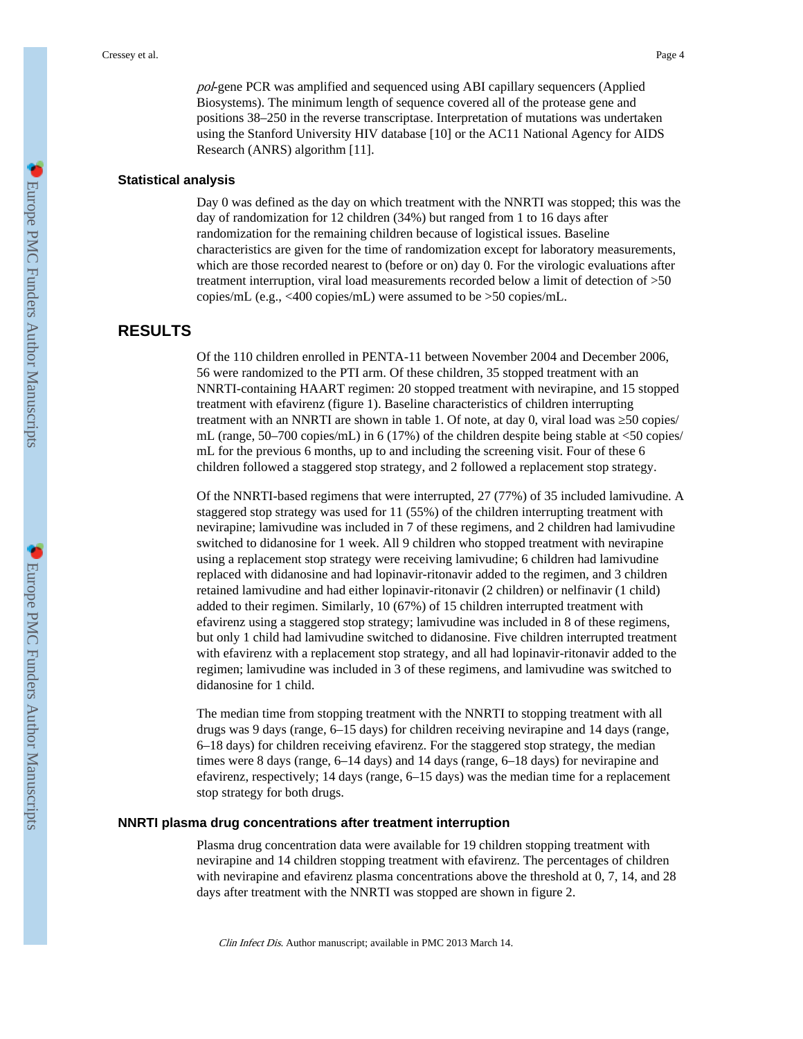*pol*-gene PCR was amplified and sequenced using ABI capillary sequencers (Applied Biosystems). The minimum length of sequence covered all of the protease gene and positions 38–250 in the reverse transcriptase. Interpretation of mutations was undertaken using the Stanford University HIV database [10] or the AC11 National Agency for AIDS Research (ANRS) algorithm [11].

### Statistical analysis

Day 0 was defined as the day on which treatment with the NNRTI was stopped; this was the day of randomization for 12 children (34%) but ranged from 1 to 16 days after randomization for the remaining children because of logistical issues. Baseline characteristics are given for the time of randomization except for laboratory measurements, which are those recorded nearest to (before or on) day 0. For the virologic evaluations after treatment interruption, viral load measurements recorded below a limit of detection of >50 copies/mL (e.g., <400 copies/mL) were assumed to be >50 copies/mL.

## RESULTS

Of the 110 children enrolled in PENTA-11 between November 2004 and December 2006, 56 were randomized to the PTI arm. Of these children, 35 stopped treatment with an NNRTI-containing HAART regimen: 20 stopped treatment with nevirapine, and 15 stopped treatment with efavirenz (figure 1). Baseline characteristics of children interrupting treatment with an NNRTI are shown in table 1. Of note, at day 0, viral load was ≥50 copies/mL (range, 50–700 copies/mL) in 6 (17%) of the children despite being stable at <50 copies/mL for the previous 6 months, up to and including the screening visit. Four of these 6 children followed a staggered stop strategy, and 2 followed a replacement stop strategy.

Of the NNRTI-based regimens that were interrupted, 27 (77%) of 35 included lamivudine. A staggered stop strategy was used for 11 (55%) of the children interrupting treatment with nevirapine; lamivudine was included in 7 of these regimens, and 2 children had lamivudine switched to didanosine for 1 week. All 9 children who stopped treatment with nevirapine using a replacement stop strategy were receiving lamivudine; 6 children had lamivudine replaced with didanosine and had lopinavir-ritonavir added to the regimen, and 3 children retained lamivudine and had either lopinavir-ritonavir (2 children) or nelfinavir (1 child) added to their regimen. Similarly, 10 (67%) of 15 children interrupted treatment with efavirenz using a staggered stop strategy; lamivudine was included in 8 of these regimens, but only 1 child had lamivudine switched to didanosine. Five children interrupted treatment with efavirenz with a replacement stop strategy, and all had lopinavir-ritonavir added to the regimen; lamivudine was included in 3 of these regimens, and lamivudine was switched to didanosine for 1 child.

The median time from stopping treatment with the NNRTI to stopping treatment with all drugs was 9 days (range, 6–15 days) for children receiving nevirapine and 14 days (range, 6–18 days) for children receiving efavirenz. For the staggered stop strategy, the median times were 8 days (range, 6–14 days) and 14 days (range, 6–18 days) for nevirapine and efavirenz, respectively; 14 days (range, 6–15 days) was the median time for a replacement stop strategy for both drugs.

### NNRTI plasma drug concentrations after treatment interruption

Plasma drug concentration data were available for 19 children stopping treatment with nevirapine and 14 children stopping treatment with efavirenz. The percentages of children with nevirapine and efavirenz plasma concentrations above the threshold at 0, 7, 14, and 28 days after treatment with the NNRTI was stopped are shown in figure 2.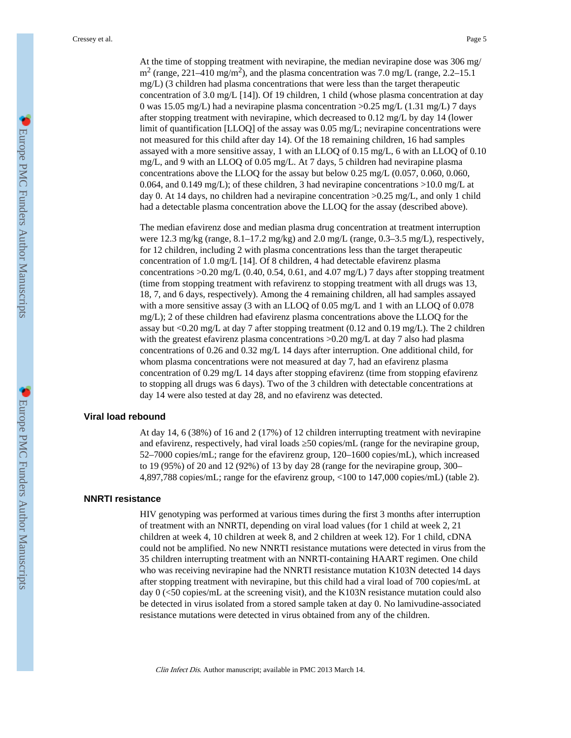At the time of stopping treatment with nevirapine, the median nevirapine dose was 306 mg/ $m^2$ (range, 221–410 mg/$m^2$), and the plasma concentration was 7.0 mg/L (range, 2.2–15.1 mg/L) (3 children had plasma concentrations that were less than the target therapeutic concentration of 3.0 mg/L [14]). Of 19 children, 1 child (whose plasma concentration at day 0 was 15.05 mg/L) had a nevirapine plasma concentration >0.25 mg/L (1.31 mg/L) 7 days after stopping treatment with nevirapine, which decreased to 0.12 mg/L by day 14 (lower limit of quantification [LLOQ] of the assay was 0.05 mg/L; nevirapine concentrations were not measured for this child after day 14). Of the 18 remaining children, 16 had samples assayed with a more sensitive assay, 1 with an LLOQ of 0.15 mg/L, 6 with an LLOQ of 0.10 mg/L, and 9 with an LLOQ of 0.05 mg/L. At 7 days, 5 children had nevirapine plasma concentrations above the LLOQ for the assay but below 0.25 mg/L (0.057, 0.060, 0.060, 0.064, and 0.149 mg/L); of these children, 3 had nevirapine concentrations >10.0 mg/L at day 0. At 14 days, no children had a nevirapine concentration >0.25 mg/L, and only 1 child had a detectable plasma concentration above the LLOQ for the assay (described above).

The median efavirenz dose and median plasma drug concentration at treatment interruption were 12.3 mg/kg (range, 8.1–17.2 mg/kg) and 2.0 mg/L (range, 0.3–3.5 mg/L), respectively, for 12 children, including 2 with plasma concentrations less than the target therapeutic concentration of 1.0 mg/L [14]. Of 8 children, 4 had detectable efavirenz plasma concentrations >0.20 mg/L (0.40, 0.54, 0.61, and 4.07 mg/L) 7 days after stopping treatment (time from stopping treatment with refavirenz to stopping treatment with all drugs was 13, 18, 7, and 6 days, respectively). Among the 4 remaining children, all had samples assayed with a more sensitive assay (3 with an LLOQ of 0.05 mg/L and 1 with an LLOQ of 0.078 mg/L); 2 of these children had efavirenz plasma concentrations above the LLOQ for the assay but <0.20 mg/L at day 7 after stopping treatment (0.12 and 0.19 mg/L). The 2 children with the greatest efavirenz plasma concentrations >0.20 mg/L at day 7 also had plasma concentrations of 0.26 and 0.32 mg/L 14 days after interruption. One additional child, for whom plasma concentrations were not measured at day 7, had an efavirenz plasma concentration of 0.29 mg/L 14 days after stopping efavirenz (time from stopping efavirenz to stopping all drugs was 6 days). Two of the 3 children with detectable concentrations at day 14 were also tested at day 28, and no efavirenz was detected.

### Viral load rebound

At day 14, 6 (38%) of 16 and 2 (17%) of 12 children interrupting treatment with nevirapine and efavirenz, respectively, had viral loads ≥50 copies/mL (range for the nevirapine group, 52–7000 copies/mL; range for the efavirenz group, 120–1600 copies/mL), which increased to 19 (95%) of 20 and 12 (92%) of 13 by day 28 (range for the nevirapine group, 300–4,897,788 copies/mL; range for the efavirenz group, <100 to 147,000 copies/mL) (table 2).

### NNRTI resistance

HIV genotyping was performed at various times during the first 3 months after interruption of treatment with an NNRTI, depending on viral load values (for 1 child at week 2, 21 children at week 4, 10 children at week 8, and 2 children at week 12). For 1 child, cDNA could not be amplified. No new NNRTI resistance mutations were detected in virus from the 35 children interrupting treatment with an NNRTI-containing HAART regimen. One child who was receiving nevirapine had the NNRTI resistance mutation K103N detected 14 days after stopping treatment with nevirapine, but this child had a viral load of 700 copies/mL at day 0 (<50 copies/mL at the screening visit), and the K103N resistance mutation could also be detected in virus isolated from a stored sample taken at day 0. No lamivudine-associated resistance mutations were detected in virus obtained from any of the children.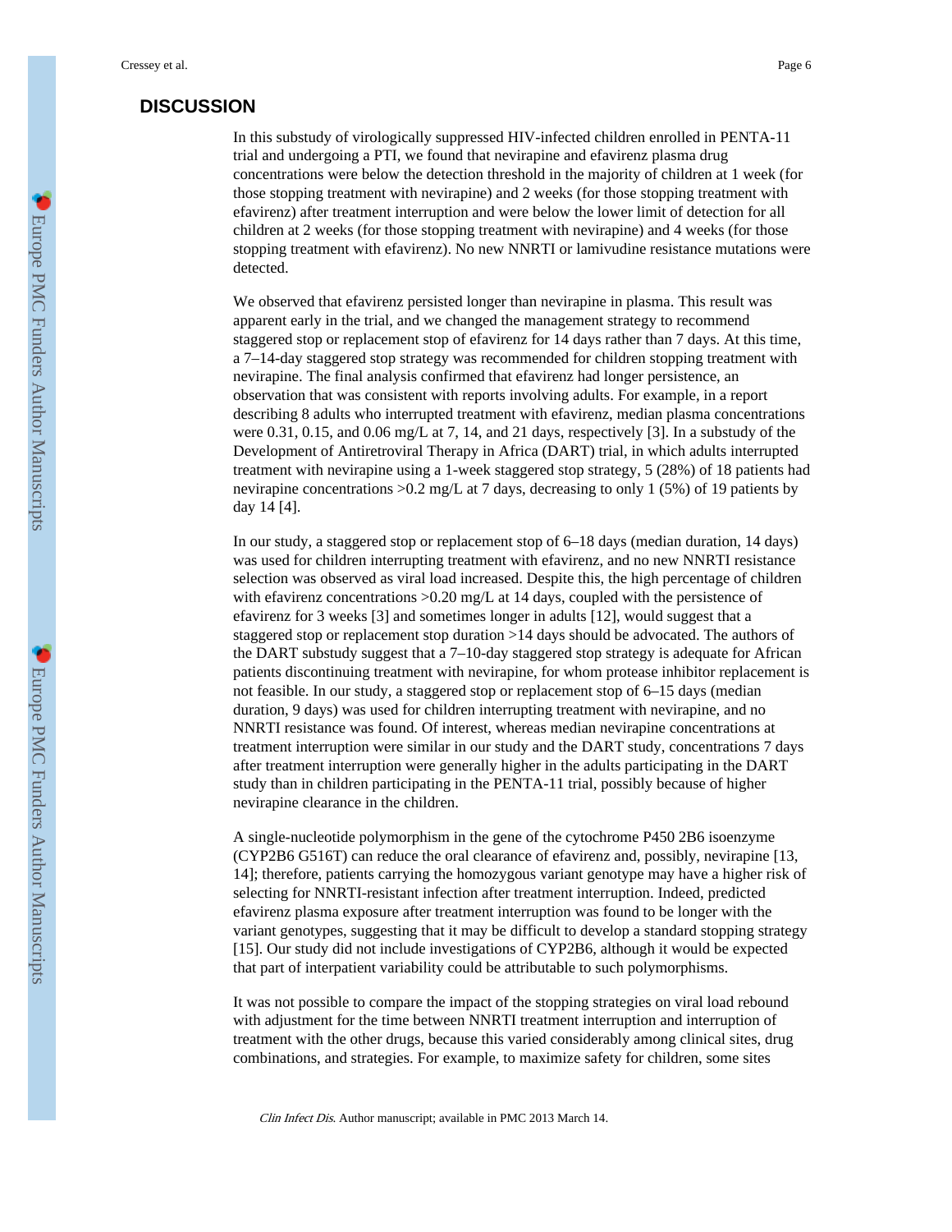## DISCUSSION

In this substudy of virologically suppressed HIV-infected children enrolled in PENTA-11 trial and undergoing a PTI, we found that nevirapine and efavirenz plasma drug concentrations were below the detection threshold in the majority of children at 1 week (for those stopping treatment with nevirapine) and 2 weeks (for those stopping treatment with efavirenz) after treatment interruption and were below the lower limit of detection for all children at 2 weeks (for those stopping treatment with nevirapine) and 4 weeks (for those stopping treatment with efavirenz). No new NNRTI or lamivudine resistance mutations were detected.

We observed that efavirenz persisted longer than nevirapine in plasma. This result was apparent early in the trial, and we changed the management strategy to recommend staggered stop or replacement stop of efavirenz for 14 days rather than 7 days. At this time, a 7–14-day staggered stop strategy was recommended for children stopping treatment with nevirapine. The final analysis confirmed that efavirenz had longer persistence, an observation that was consistent with reports involving adults. For example, in a report describing 8 adults who interrupted treatment with efavirenz, median plasma concentrations were 0.31, 0.15, and 0.06 mg/L at 7, 14, and 21 days, respectively [3]. In a substudy of the Development of Antiretroviral Therapy in Africa (DART) trial, in which adults interrupted treatment with nevirapine using a 1-week staggered stop strategy, 5 (28%) of 18 patients had nevirapine concentrations >0.2 mg/L at 7 days, decreasing to only 1 (5%) of 19 patients by day 14 [4].

In our study, a staggered stop or replacement stop of 6–18 days (median duration, 14 days) was used for children interrupting treatment with efavirenz, and no new NNRTI resistance selection was observed as viral load increased. Despite this, the high percentage of children with efavirenz concentrations >0.20 mg/L at 14 days, coupled with the persistence of efavirenz for 3 weeks [3] and sometimes longer in adults [12], would suggest that a staggered stop or replacement stop duration >14 days should be advocated. The authors of the DART substudy suggest that a 7–10-day staggered stop strategy is adequate for African patients discontinuing treatment with nevirapine, for whom protease inhibitor replacement is not feasible. In our study, a staggered stop or replacement stop of 6–15 days (median duration, 9 days) was used for children interrupting treatment with nevirapine, and no NNRTI resistance was found. Of interest, whereas median nevirapine concentrations at treatment interruption were similar in our study and the DART study, concentrations 7 days after treatment interruption were generally higher in the adults participating in the DART study than in children participating in the PENTA-11 trial, possibly because of higher nevirapine clearance in the children.

A single-nucleotide polymorphism in the gene of the cytochrome P450 2B6 isoenzyme (CYP2B6 G516T) can reduce the oral clearance of efavirenz and, possibly, nevirapine [13, 14]; therefore, patients carrying the homozygous variant genotype may have a higher risk of selecting for NNRTI-resistant infection after treatment interruption. Indeed, predicted efavirenz plasma exposure after treatment interruption was found to be longer with the variant genotypes, suggesting that it may be difficult to develop a standard stopping strategy [15]. Our study did not include investigations of CYP2B6, although it would be expected that part of interpatient variability could be attributable to such polymorphisms.

It was not possible to compare the impact of the stopping strategies on viral load rebound with adjustment for the time between NNRTI treatment interruption and interruption of treatment with the other drugs, because this varied considerably among clinical sites, drug combinations, and strategies. For example, to maximize safety for children, some sites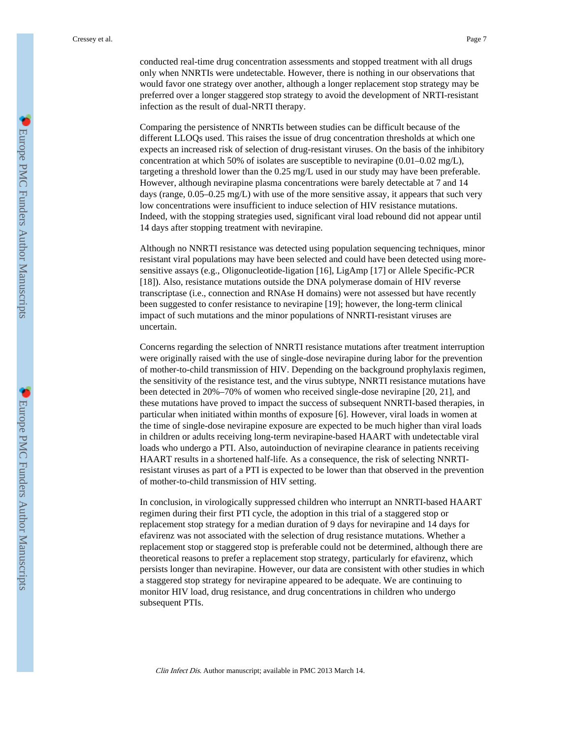conducted real-time drug concentration assessments and stopped treatment with all drugs only when NNRTIs were undetectable. However, there is nothing in our observations that would favor one strategy over another, although a longer replacement stop strategy may be preferred over a longer staggered stop strategy to avoid the development of NRTI-resistant infection as the result of dual-NRTI therapy.

Comparing the persistence of NNRTIs between studies can be difficult because of the different LLOQs used. This raises the issue of drug concentration thresholds at which one expects an increased risk of selection of drug-resistant viruses. On the basis of the inhibitory concentration at which 50% of isolates are susceptible to nevirapine (0.01–0.02 mg/L), targeting a threshold lower than the 0.25 mg/L used in our study may have been preferable. However, although nevirapine plasma concentrations were barely detectable at 7 and 14 days (range, 0.05–0.25 mg/L) with use of the more sensitive assay, it appears that such very low concentrations were insufficient to induce selection of HIV resistance mutations. Indeed, with the stopping strategies used, significant viral load rebound did not appear until 14 days after stopping treatment with nevirapine.

Although no NNRTI resistance was detected using population sequencing techniques, minor resistant viral populations may have been selected and could have been detected using more-sensitive assays (e.g., Oligonucleotide-ligation [16], LigAmp [17] or Allele Specific-PCR [18]). Also, resistance mutations outside the DNA polymerase domain of HIV reverse transcriptase (i.e., connection and RNAse H domains) were not assessed but have recently been suggested to confer resistance to nevirapine [19]; however, the long-term clinical impact of such mutations and the minor populations of NNRTI-resistant viruses are uncertain.

Concerns regarding the selection of NNRTI resistance mutations after treatment interruption were originally raised with the use of single-dose nevirapine during labor for the prevention of mother-to-child transmission of HIV. Depending on the background prophylaxis regimen, the sensitivity of the resistance test, and the virus subtype, NNRTI resistance mutations have been detected in 20%–70% of women who received single-dose nevirapine [20, 21], and these mutations have proved to impact the success of subsequent NNRTI-based therapies, in particular when initiated within months of exposure [6]. However, viral loads in women at the time of single-dose nevirapine exposure are expected to be much higher than viral loads in children or adults receiving long-term nevirapine-based HAART with undetectable viral loads who undergo a PTI. Also, autoinduction of nevirapine clearance in patients receiving HAART results in a shortened half-life. As a consequence, the risk of selecting NNRTI-resistant viruses as part of a PTI is expected to be lower than that observed in the prevention of mother-to-child transmission of HIV setting.

In conclusion, in virologically suppressed children who interrupt an NNRTI-based HAART regimen during their first PTI cycle, the adoption in this trial of a staggered stop or replacement stop strategy for a median duration of 9 days for nevirapine and 14 days for efavirenz was not associated with the selection of drug resistance mutations. Whether a replacement stop or staggered stop is preferable could not be determined, although there are theoretical reasons to prefer a replacement stop strategy, particularly for efavirenz, which persists longer than nevirapine. However, our data are consistent with other studies in which a staggered stop strategy for nevirapine appeared to be adequate. We are continuing to monitor HIV load, drug resistance, and drug concentrations in children who undergo subsequent PTIs.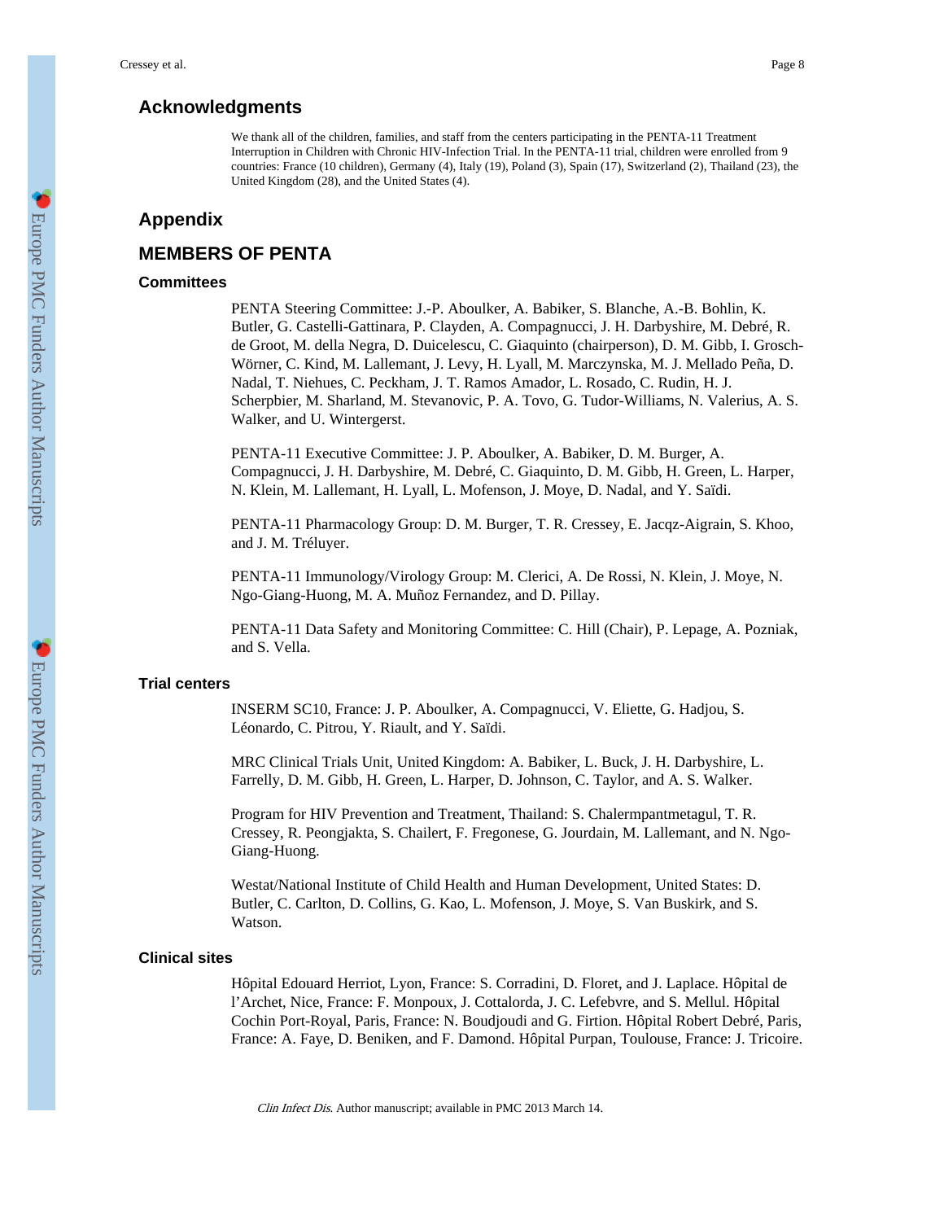## Acknowledgments

We thank all of the children, families, and staff from the centers participating in the PENTA-11 Treatment Interruption in Children with Chronic HIV-Infection Trial. In the PENTA-11 trial, children were enrolled from 9 countries: France (10 children), Germany (4), Italy (19), Poland (3), Spain (17), Switzerland (2), Thailand (23), the United Kingdom (28), and the United States (4).

## Appendix

## MEMBERS OF PENTA

### Committees

PENTA Steering Committee: J.-P. Aboulker, A. Babiker, S. Blanche, A.-B. Bohlin, K. Butler, G. Castelli-Gattinara, P. Clayden, A. Compagnucci, J. H. Darbyshire, M. Debré, R. de Groot, M. della Negra, D. Duicelescu, C. Giaquinto (chairperson), D. M. Gibb, I. Grosch-Wörner, C. Kind, M. Lallemant, J. Levy, H. Lyall, M. Marczynska, M. J. Mellado Peña, D. Nadal, T. Niehues, C. Peckham, J. T. Ramos Amador, L. Rosado, C. Rudin, H. J. Scherpbier, M. Sharland, M. Stevanovic, P. A. Tovo, G. Tudor-Williams, N. Valerius, A. S. Walker, and U. Wintergerst.

PENTA-11 Executive Committee: J. P. Aboulker, A. Babiker, D. M. Burger, A. Compagnucci, J. H. Darbyshire, M. Debré, C. Giaquinto, D. M. Gibb, H. Green, L. Harper, N. Klein, M. Lallemant, H. Lyall, L. Mofenson, J. Moye, D. Nadal, and Y. Saïdi.

PENTA-11 Pharmacology Group: D. M. Burger, T. R. Cressey, E. Jacqz-Aigrain, S. Khoo, and J. M. Tréluyer.

PENTA-11 Immunology/Virology Group: M. Clerici, A. De Rossi, N. Klein, J. Moye, N. Ngo-Giang-Huong, M. A. Muñoz Fernandez, and D. Pillay.

PENTA-11 Data Safety and Monitoring Committee: C. Hill (Chair), P. Lepage, A. Pozniak, and S. Vella.

### Trial centers

INSERM SC10, France: J. P. Aboulker, A. Compagnucci, V. Eliette, G. Hadjou, S. Léonardo, C. Pitrou, Y. Riault, and Y. Saïdi.

MRC Clinical Trials Unit, United Kingdom: A. Babiker, L. Buck, J. H. Darbyshire, L. Farrelly, D. M. Gibb, H. Green, L. Harper, D. Johnson, C. Taylor, and A. S. Walker.

Program for HIV Prevention and Treatment, Thailand: S. Chalermpantmetagul, T. R. Cressey, R. Peongjakta, S. Chailert, F. Fregonese, G. Jourdain, M. Lallemant, and N. Ngo-Giang-Huong.

Westat/National Institute of Child Health and Human Development, United States: D. Butler, C. Carlton, D. Collins, G. Kao, L. Mofenson, J. Moye, S. Van Buskirk, and S. Watson.

### Clinical sites

Hôpital Edouard Herriot, Lyon, France: S. Corradini, D. Floret, and J. Laplace. Hôpital de l'Archet, Nice, France: F. Monpoux, J. Cottalorda, J. C. Lefebvre, and S. Mellul. Hôpital Cochin Port-Royal, Paris, France: N. Boudjoudi and G. Firtion. Hôpital Robert Debré, Paris, France: A. Faye, D. Beniken, and F. Damond. Hôpital Purpan, Toulouse, France: J. Tricoire.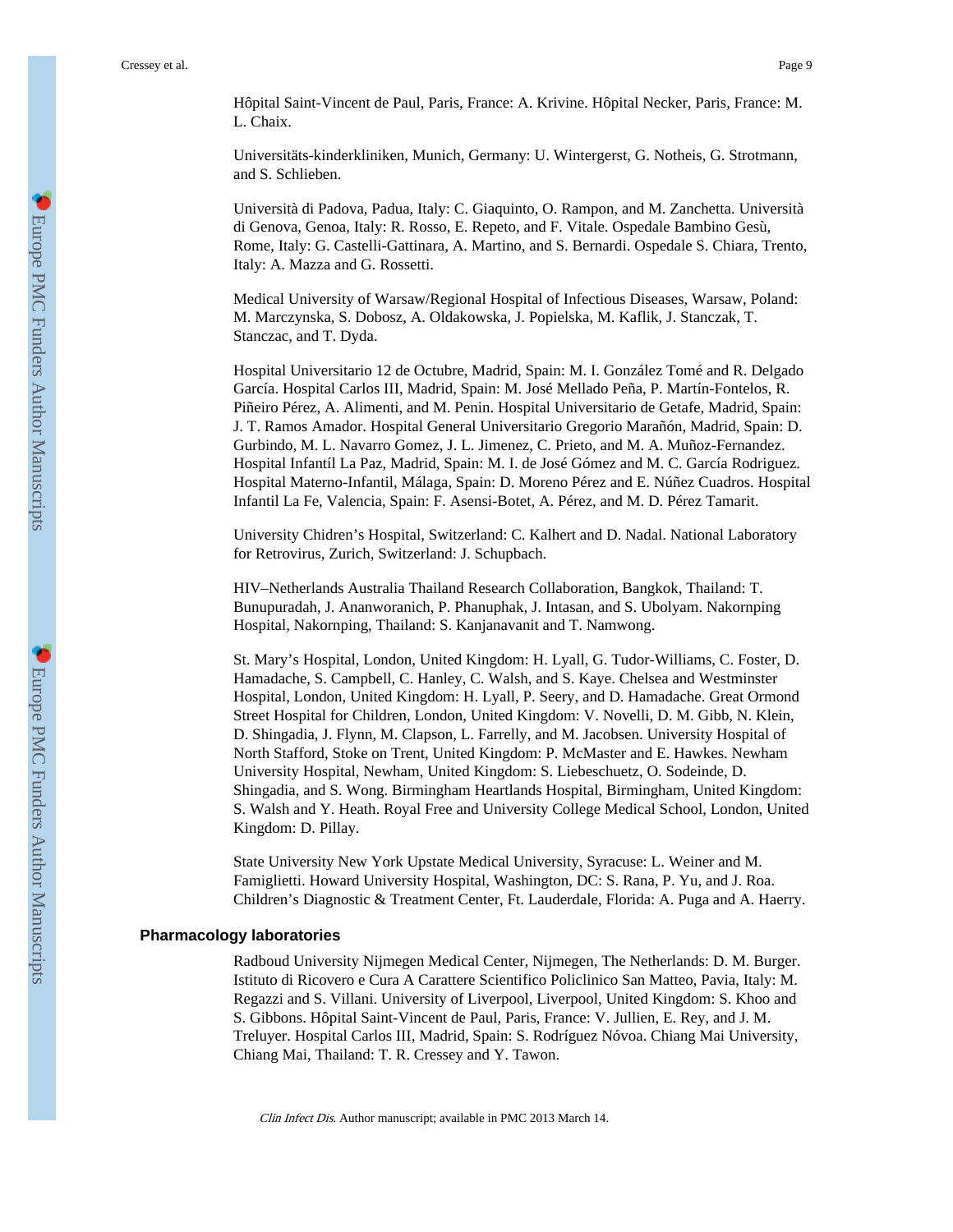Hôpital Saint-Vincent de Paul, Paris, France: A. Krivine. Hôpital Necker, Paris, France: M. L. Chaix.

Universitäts-kinderkliniken, Munich, Germany: U. Wintergerst, G. Notheis, G. Strotmann, and S. Schlieben.

Università di Padova, Padua, Italy: C. Giaquinto, O. Rampon, and M. Zanchetta. Università di Genova, Genoa, Italy: R. Rosso, E. Repeto, and F. Vitale. Ospedale Bambino Gesù, Rome, Italy: G. Castelli-Gattinara, A. Martino, and S. Bernardi. Ospedale S. Chiara, Trento, Italy: A. Mazza and G. Rossetti.

Medical University of Warsaw/Regional Hospital of Infectious Diseases, Warsaw, Poland: M. Marczynska, S. Dobosz, A. Oldakowska, J. Popielska, M. Kaflik, J. Stanczak, T. Stanczac, and T. Dyda.

Hospital Universitario 12 de Octubre, Madrid, Spain: M. I. González Tomé and R. Delgado García. Hospital Carlos III, Madrid, Spain: M. José Mellado Peña, P. Martín-Fontelos, R. Piñeiro Pérez, A. Alimenti, and M. Penin. Hospital Universitario de Getafe, Madrid, Spain: J. T. Ramos Amador. Hospital General Universitario Gregorio Marañón, Madrid, Spain: D. Gurbindo, M. L. Navarro Gomez, J. L. Jimenez, C. Prieto, and M. A. Muñoz-Fernandez. Hospital Infantíl La Paz, Madrid, Spain: M. I. de José Gómez and M. C. García Rodriguez. Hospital Materno-Infantil, Málaga, Spain: D. Moreno Pérez and E. Núñez Cuadros. Hospital Infantil La Fe, Valencia, Spain: F. Asensi-Botet, A. Pérez, and M. D. Pérez Tamarit.

University Chidren's Hospital, Switzerland: C. Kalhert and D. Nadal. National Laboratory for Retrovirus, Zurich, Switzerland: J. Schupbach.

HIV–Netherlands Australia Thailand Research Collaboration, Bangkok, Thailand: T. Bunupuradah, J. Ananworanich, P. Phanuphak, J. Intasan, and S. Ubolyam. Nakornping Hospital, Nakornping, Thailand: S. Kanjanavanit and T. Namwong.

St. Mary's Hospital, London, United Kingdom: H. Lyall, G. Tudor-Williams, C. Foster, D. Hamadache, S. Campbell, C. Hanley, C. Walsh, and S. Kaye. Chelsea and Westminster Hospital, London, United Kingdom: H. Lyall, P. Seery, and D. Hamadache. Great Ormond Street Hospital for Children, London, United Kingdom: V. Novelli, D. M. Gibb, N. Klein, D. Shingadia, J. Flynn, M. Clapson, L. Farrelly, and M. Jacobsen. University Hospital of North Stafford, Stoke on Trent, United Kingdom: P. McMaster and E. Hawkes. Newham University Hospital, Newham, United Kingdom: S. Liebeschuetz, O. Sodeinde, D. Shingadia, and S. Wong. Birmingham Heartlands Hospital, Birmingham, United Kingdom: S. Walsh and Y. Heath. Royal Free and University College Medical School, London, United Kingdom: D. Pillay.

State University New York Upstate Medical University, Syracuse: L. Weiner and M. Famiglietti. Howard University Hospital, Washington, DC: S. Rana, P. Yu, and J. Roa. Children's Diagnostic & Treatment Center, Ft. Lauderdale, Florida: A. Puga and A. Haerry.

### Pharmacology laboratories

Radboud University Nijmegen Medical Center, Nijmegen, The Netherlands: D. M. Burger. Istituto di Ricovero e Cura A Carattere Scientifico Policlinico San Matteo, Pavia, Italy: M. Regazzi and S. Villani. University of Liverpool, Liverpool, United Kingdom: S. Khoo and S. Gibbons. Hôpital Saint-Vincent de Paul, Paris, France: V. Jullien, E. Rey, and J. M. Treluyer. Hospital Carlos III, Madrid, Spain: S. Rodríguez Nóvoa. Chiang Mai University, Chiang Mai, Thailand: T. R. Cressey and Y. Tawon.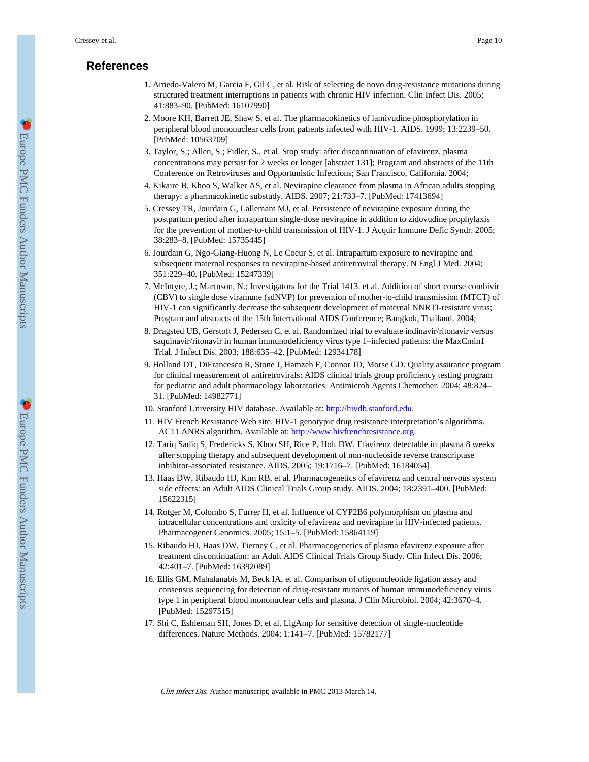## References

1. Arnedo-Valero M, Garcia F, Gil C, et al. Risk of selecting de novo drug-resistance mutations during structured treatment interruptions in patients with chronic HIV infection. Clin Infect Dis. 2005; 41:883–90. [PubMed: 16107990]
2. Moore KH, Barrett JE, Shaw S, et al. The pharmacokinetics of lamivudine phosphorylation in peripheral blood mononuclear cells from patients infected with HIV-1. AIDS. 1999; 13:2239–50. [PubMed: 10563709]
3. Taylor, S.; Allen, S.; Fidler, S., et al. Stop study: after discontinuation of efavirenz, plasma concentrations may persist for 2 weeks or longer [abstract 131]; Program and abstracts of the 11th Conference on Retroviruses and Opportunistic Infections; San Francisco, California. 2004;
4. Kikaire B, Khoo S, Walker AS, et al. Nevirapine clearance from plasma in African adults stopping therapy: a pharmacokinetic substudy. AIDS. 2007; 21:733–7. [PubMed: 17413694]
5. Cressey TR, Jourdain G, Lallemant MJ, et al. Persistence of nevirapine exposure during the postpartum period after intrapartum single-dose nevirapine in addition to zidovudine prophylaxis for the prevention of mother-to-child transmission of HIV-1. J Acquir Immune Defic Syndr. 2005; 38:283–8. [PubMed: 15735445]
6. Jourdain G, Ngo-Giang-Huong N, Le Coeur S, et al. Intrapartum exposure to nevirapine and subsequent maternal responses to nevirapine-based antiretroviral therapy. N Engl J Med. 2004; 351:229–40. [PubMed: 15247339]
7. McIntyre, J.; Martnson, N.; Investigators for the Trial 1413. et al. Addition of short course combivir (CBV) to single dose viramune (sdNVP) for prevention of mother-to-child transmission (MTCT) of HIV-1 can significantly decrease the subsequent development of maternal NNRTI-resistant virus; Program and abstracts of the 15th International AIDS Conference; Bangkok, Thailand. 2004;
8. Dragsted UB, Gerstoft J, Pedersen C, et al. Randomized trial to evaluate indinavir/ritonavir versus saquinavir/ritonavir in human immunodeficiency virus type 1–infected patients: the MaxCmin1 Trial. J Infect Dis. 2003; 188:635–42. [PubMed: 12934178]
9. Holland DT, DiFrancesco R, Stone J, Hamzeh F, Connor JD, Morse GD. Quality assurance program for clinical measurement of antiretrovirals: AIDS clinical trials group proficiency testing program for pediatric and adult pharmacology laboratories. Antimicrob Agents Chemother. 2004; 48:824–31. [PubMed: 14982771]
10. Stanford University HIV database. Available at: http://hivdb.stanford.edu.
11. HIV French Resistance Web site. HIV-1 genotypic drug resistance interpretation's algorithms. AC11 ANRS algorithm. Available at: http://www.hivfrenchresistance.org.
12. Tariq Sadiq S, Fredericks S, Khoo SH, Rice P, Holt DW. Efavirenz detectable in plasma 8 weeks after stopping therapy and subsequent development of non-nucleoside reverse transcriptase inhibitor-associated resistance. AIDS. 2005; 19:1716–7. [PubMed: 16184054]
13. Haas DW, Ribaudo HJ, Kim RB, et al. Pharmacogenetics of efavirenz and central nervous system side effects: an Adult AIDS Clinical Trials Group study. AIDS. 2004; 18:2391–400. [PubMed: 15622315]
14. Rotger M, Colombo S, Furrer H, et al. Influence of CYP2B6 polymorphism on plasma and intracellular concentrations and toxicity of efavirenz and nevirapine in HIV-infected patients. Pharmacogenet Genomics. 2005; 15:1–5. [PubMed: 15864119]
15. Ribaudo HJ, Haas DW, Tierney C, et al. Pharmacogenetics of plasma efavirenz exposure after treatment discontinuation: an Adult AIDS Clinical Trials Group Study. Clin Infect Dis. 2006; 42:401–7. [PubMed: 16392089]
16. Ellis GM, Mahalanabis M, Beck IA, et al. Comparison of oligonucleotide ligation assay and consensus sequencing for detection of drug-resistant mutants of human immunodeficiency virus type 1 in peripheral blood mononuclear cells and plasma. J Clin Microbiol. 2004; 42:3670–4. [PubMed: 15297515]
17. Shi C, Eshleman SH, Jones D, et al. LigAmp for sensitive detection of single-nucleotide differences. Nature Methods. 2004; 1:141–7. [PubMed: 15782177]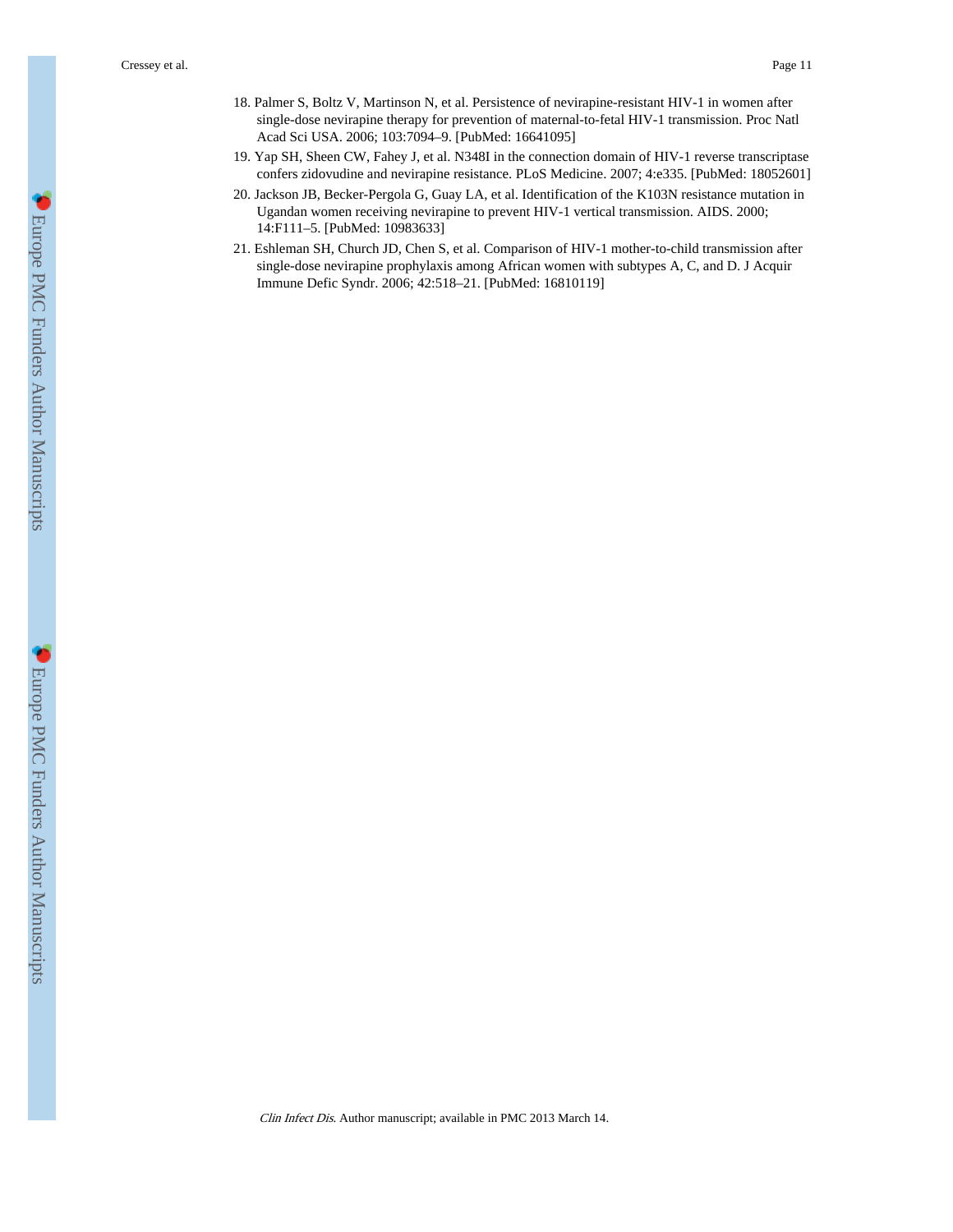18. Palmer S, Boltz V, Martinson N, et al. Persistence of nevirapine-resistant HIV-1 in women after single-dose nevirapine therapy for prevention of maternal-to-fetal HIV-1 transmission. Proc Natl Acad Sci USA. 2006; 103:7094–9. [PubMed: 16641095]
19. Yap SH, Sheen CW, Fahey J, et al. N348I in the connection domain of HIV-1 reverse transcriptase confers zidovudine and nevirapine resistance. PLoS Medicine. 2007; 4:e335. [PubMed: 18052601]
20. Jackson JB, Becker-Pergola G, Guay LA, et al. Identification of the K103N resistance mutation in Ugandan women receiving nevirapine to prevent HIV-1 vertical transmission. AIDS. 2000; 14:F111–5. [PubMed: 10983633]
21. Eshleman SH, Church JD, Chen S, et al. Comparison of HIV-1 mother-to-child transmission after single-dose nevirapine prophylaxis among African women with subtypes A, C, and D. J Acquir Immune Defic Syndr. 2006; 42:518–21. [PubMed: 16810119]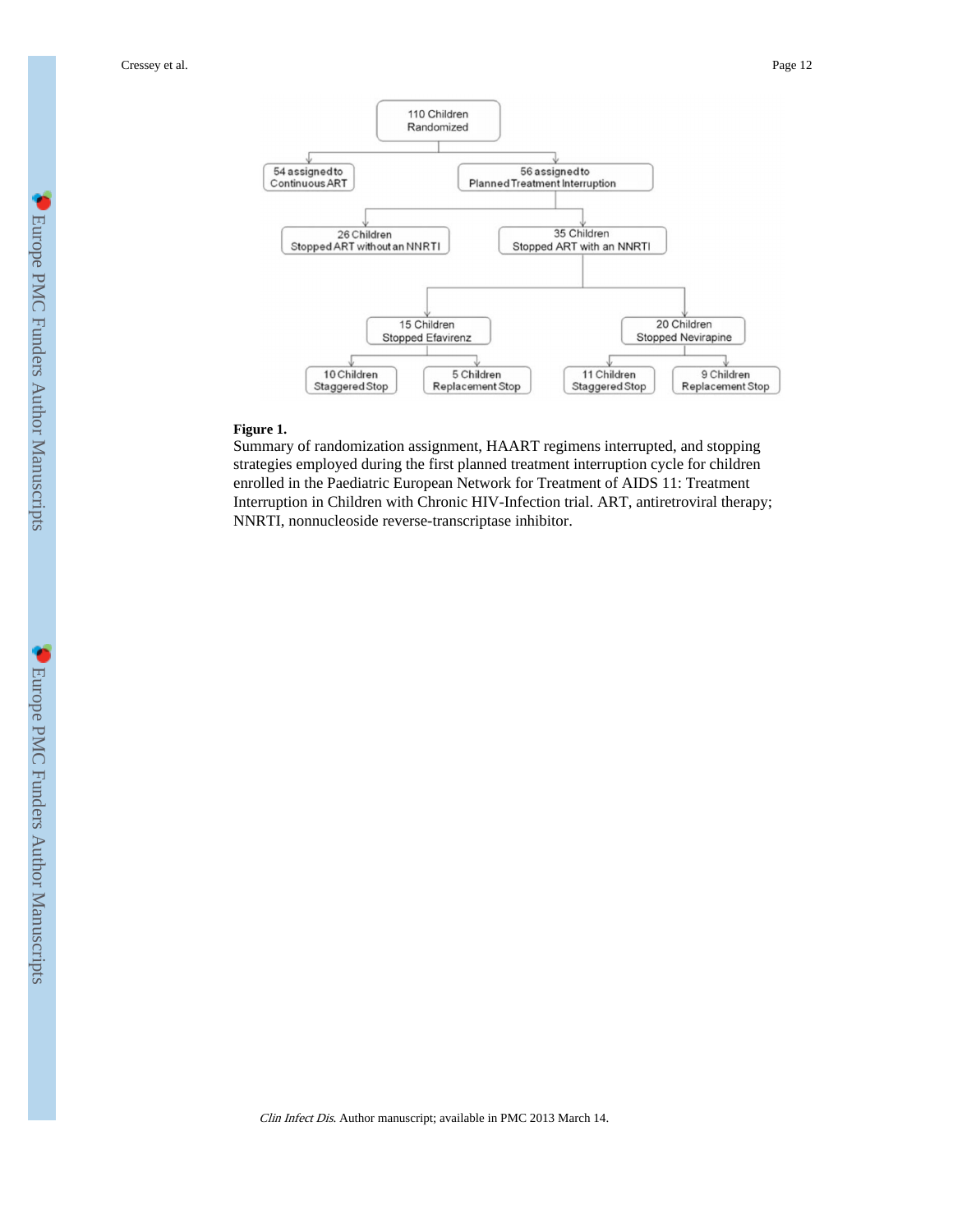110 Children Randomized

54 assigned to Continuous ART

56 assigned to Planned Treatment Interruption

26 Children Stopped ART without an NNRTI

35 Children Stopped ART with an NNRTI

15 Children Stopped Efavirenz

20 Children Stopped Nevirapine

10 Children Staggered Stop

5 Children Replacement Stop

11 Children Staggered Stop

9 Children Replacement Stop

**Figure 1.**

Summary of randomization assignment, HAART regimens interrupted, and stopping strategies employed during the first planned treatment interruption cycle for children enrolled in the Paediatric European Network for Treatment of AIDS 11: Treatment Interruption in Children with Chronic HIV-Infection trial. ART, antiretroviral therapy; NNRTI, nonnucleoside reverse-transcriptase inhibitor.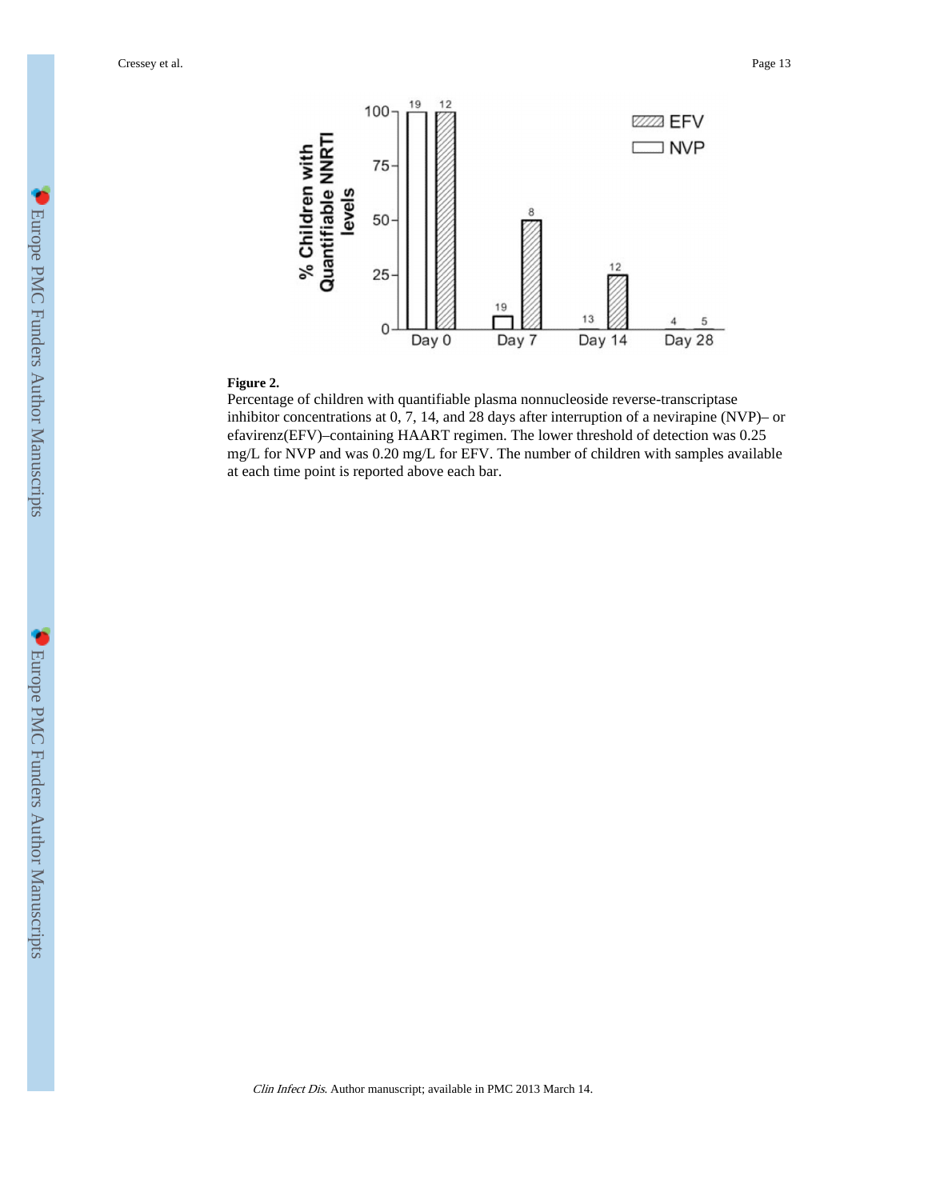**Figure 2.**

Percentage of children with quantifiable plasma nonnucleoside reverse-transcriptase inhibitor concentrations at 0, 7, 14, and 28 days after interruption of a nevirapine (NVP)– or efavirenz(EFV)–containing HAART regimen. The lower threshold of detection was 0.25 mg/L for NVP and was 0.20 mg/L for EFV. The number of children with samples available at each time point is reported above each bar.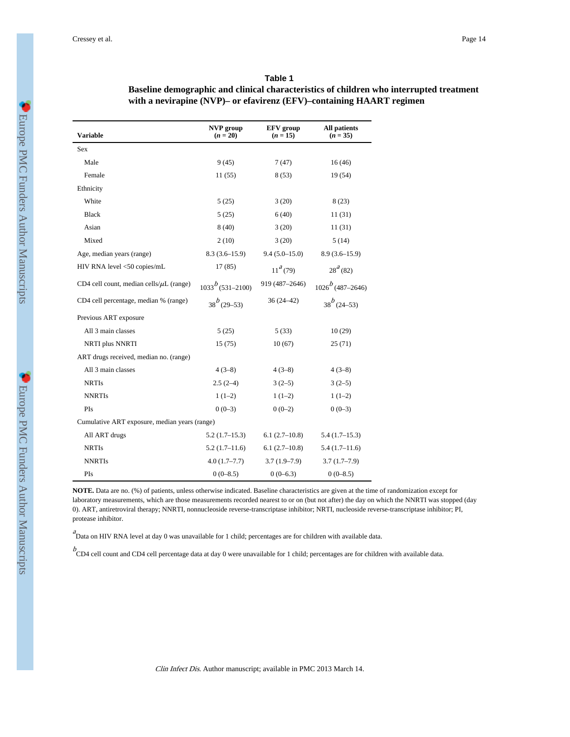**Table 1**

**Baseline demographic and clinical characteristics of children who interrupted treatment with a nevirapine (NVP)– or efavirenz (EFV)–containing HAART regimen**

| Variable | NVP group ($n$ = 20) | EFV group ($n$ = 15) | All patients ($n$ = 35) |
|---|---|---|---|
| Sex | | | |
| Male | 9 (45) | 7 (47) | 16 (46) |
| Female | 11 (55) | 8 (53) | 19 (54) |
| Ethnicity | | | |
| White | 5 (25) | 3 (20) | 8 (23) |
| Black | 5 (25) | 6 (40) | 11 (31) |
| Asian | 8 (40) | 3 (20) | 11 (31) |
| Mixed | 2 (10) | 3 (20) | 5 (14) |
| Age, median years (range) | 8.3 (3.6–15.9) | 9.4 (5.0–15.0) | 8.9 (3.6–15.9) |
| HIV RNA level <50 copies/mL | 17 (85) | 11[a] (79) | 28[a] (82) |
| CD4 cell count, median cells/$\mu$L (range) | 1033[b] (531–2100) | 919 (487–2646) | 1026[b] (487–2646) |
| CD4 cell percentage, median % (range) | 38[b] (29–53) | 36 (24–42) | 38[b] (24–53) |
| Previous ART exposure | | | |
| All 3 main classes | 5 (25) | 5 (33) | 10 (29) |
| NRTI plus NNRTI | 15 (75) | 10 (67) | 25 (71) |
| ART drugs received, median no. (range) | | | |
| All 3 main classes | 4 (3–8) | 4 (3–8) | 4 (3–8) |
| NRTIs | 2.5 (2–4) | 3 (2–5) | 3 (2–5) |
| NNRTIs | 1 (1–2) | 1 (1–2) | 1 (1–2) |
| PIs | 0 (0–3) | 0 (0–2) | 0 (0–3) |
| Cumulative ART exposure, median years (range) | | | |
| All ART drugs | 5.2 (1.7–15.3) | 6.1 (2.7–10.8) | 5.4 (1.7–15.3) |
| NRTIs | 5.2 (1.7–11.6) | 6.1 (2.7–10.8) | 5.4 (1.7–11.6) |
| NNRTIs | 4.0 (1.7–7.7) | 3.7 (1.9–7.9) | 3.7 (1.7–7.9) |
| PIs | 0 (0–8.5) | 0 (0–6.3) | 0 (0–8.5) |

**NOTE.** Data are no. (%) of patients, unless otherwise indicated. Baseline characteristics are given at the time of randomization except for laboratory measurements, which are those measurements recorded nearest to or on (but not after) the day on which the NNRTI was stopped (day 0). ART, antiretroviral therapy; NNRTI, nonnucleoside reverse-transcriptase inhibitor; NRTI, nucleoside reverse-transcriptase inhibitor; PI, protease inhibitor.

[a]Data on HIV RNA level at day 0 was unavailable for 1 child; percentages are for children with available data.

[b]CD4 cell count and CD4 cell percentage data at day 0 were unavailable for 1 child; percentages are for children with available data.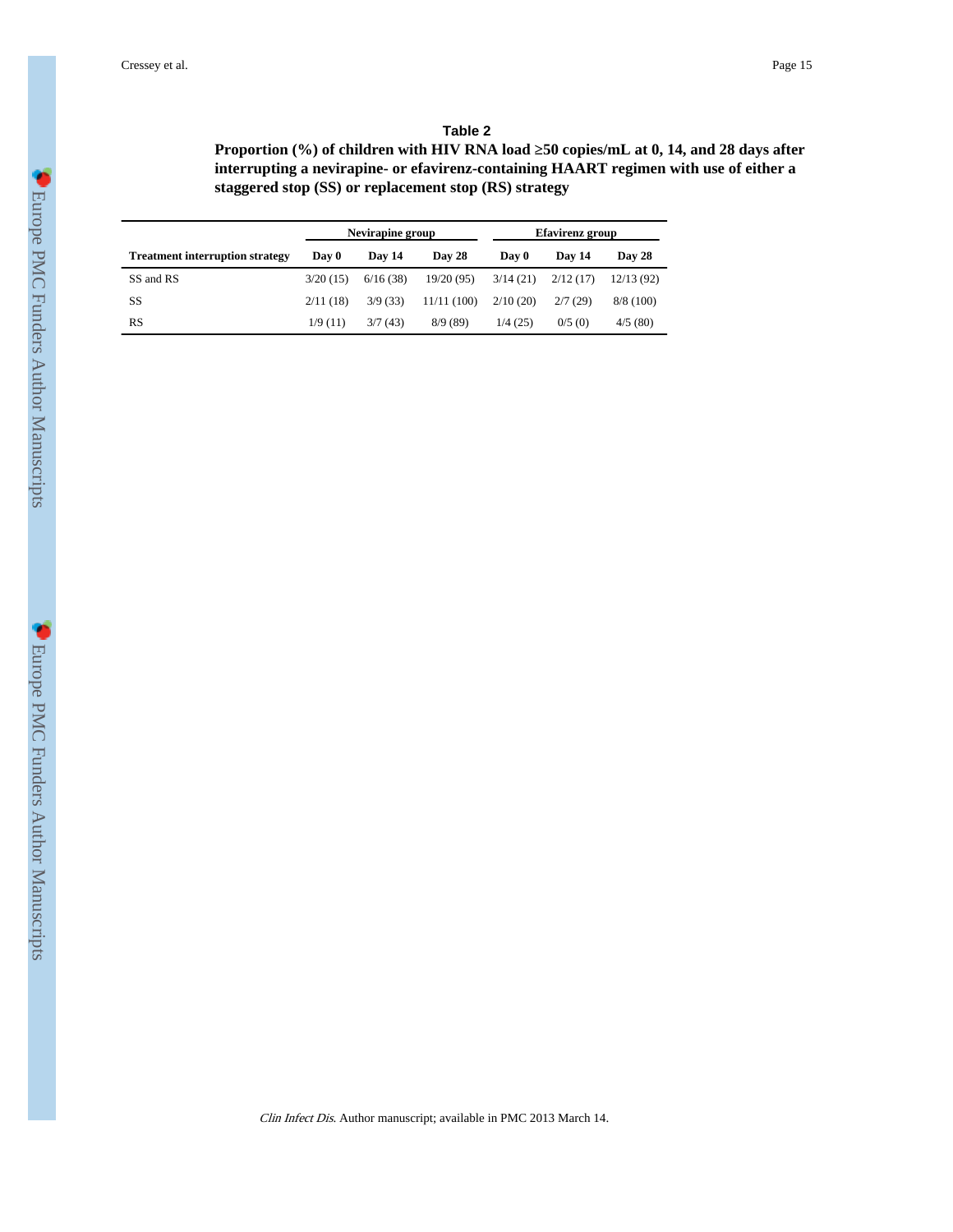## Table 2

**Proportion (%) of children with HIV RNA load ≥50 copies/mL at 0, 14, and 28 days after interrupting a nevirapine- or efavirenz-containing HAART regimen with use of either a staggered stop (SS) or replacement stop (RS) strategy**

| | Nevirapine group | | | Efavirenz group | | |
|---|---|---|---|---|---|---|
| **Treatment interruption strategy** | **Day 0** | **Day 14** | **Day 28** | **Day 0** | **Day 14** | **Day 28** |
| SS and RS | 3/20 (15) | 6/16 (38) | 19/20 (95) | 3/14 (21) | 2/12 (17) | 12/13 (92) |
| SS | 2/11 (18) | 3/9 (33) | 11/11 (100) | 2/10 (20) | 2/7 (29) | 8/8 (100) |
| RS | 1/9 (11) | 3/7 (43) | 8/9 (89) | 1/4 (25) | 0/5 (0) | 4/5 (80) |